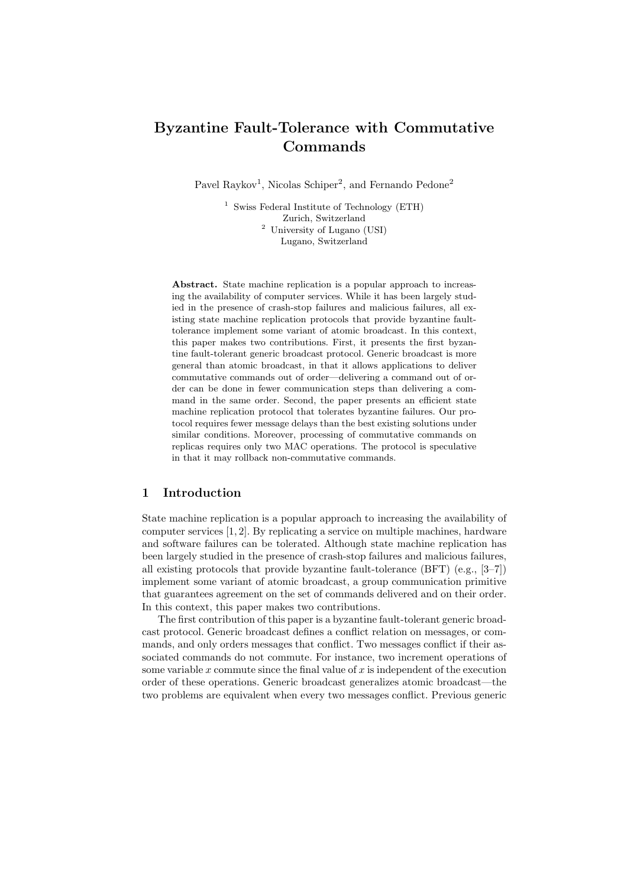# Byzantine Fault-Tolerance with Commutative Commands

Pavel Raykov[1], Nicolas Schiper[2], and Fernando Pedone[2]

[1] Swiss Federal Institute of Technology (ETH)
Zurich, Switzerland
[2] University of Lugano (USI)
Lugano, Switzerland

**Abstract.** State machine replication is a popular approach to increasing the availability of computer services. While it has been largely studied in the presence of crash-stop failures and malicious failures, all existing state machine replication protocols that provide byzantine fault-tolerance implement some variant of atomic broadcast. In this context, this paper makes two contributions. First, it presents the first byzantine fault-tolerant generic broadcast protocol. Generic broadcast is more general than atomic broadcast, in that it allows applications to deliver commutative commands out of order—delivering a command out of order can be done in fewer communication steps than delivering a command in the same order. Second, the paper presents an efficient state machine replication protocol that tolerates byzantine failures. Our protocol requires fewer message delays than the best existing solutions under similar conditions. Moreover, processing of commutative commands on replicas requires only two MAC operations. The protocol is speculative in that it may rollback non-commutative commands.

## 1 Introduction

State machine replication is a popular approach to increasing the availability of computer services [1, 2]. By replicating a service on multiple machines, hardware and software failures can be tolerated. Although state machine replication has been largely studied in the presence of crash-stop failures and malicious failures, all existing protocols that provide byzantine fault-tolerance (BFT) (e.g., [3–7]) implement some variant of atomic broadcast, a group communication primitive that guarantees agreement on the set of commands delivered and on their order. In this context, this paper makes two contributions.

The first contribution of this paper is a byzantine fault-tolerant generic broadcast protocol. Generic broadcast defines a conflict relation on messages, or commands, and only orders messages that conflict. Two messages conflict if their associated commands do not commute. For instance, two increment operations of some variable $x$ commute since the final value of $x$ is independent of the execution order of these operations. Generic broadcast generalizes atomic broadcast—the two problems are equivalent when every two messages conflict. Previous generic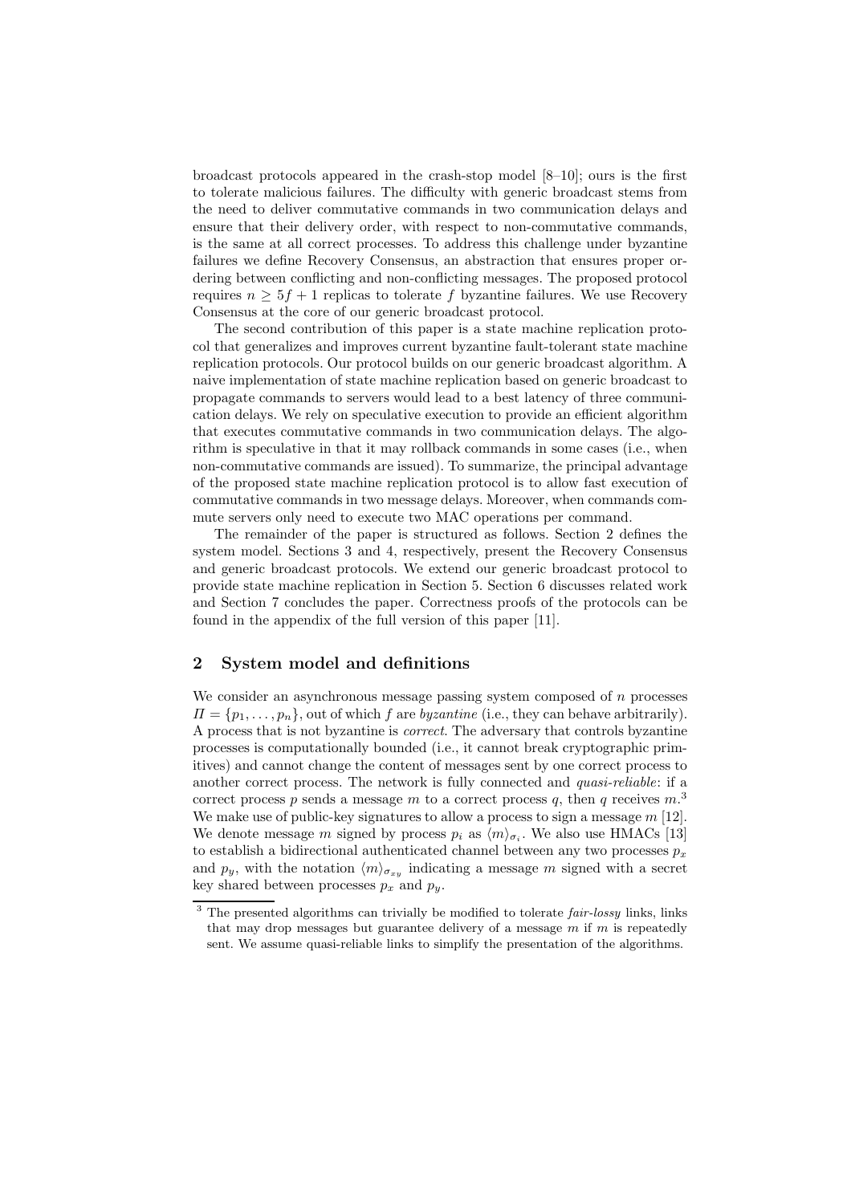broadcast protocols appeared in the crash-stop model [8–10]; ours is the first to tolerate malicious failures. The difficulty with generic broadcast stems from the need to deliver commutative commands in two communication delays and ensure that their delivery order, with respect to non-commutative commands, is the same at all correct processes. To address this challenge under byzantine failures we define Recovery Consensus, an abstraction that ensures proper ordering between conflicting and non-conflicting messages. The proposed protocol requires $n \geq 5f + 1$ replicas to tolerate $f$ byzantine failures. We use Recovery Consensus at the core of our generic broadcast protocol.

The second contribution of this paper is a state machine replication protocol that generalizes and improves current byzantine fault-tolerant state machine replication protocols. Our protocol builds on our generic broadcast algorithm. A naive implementation of state machine replication based on generic broadcast to propagate commands to servers would lead to a best latency of three communication delays. We rely on speculative execution to provide an efficient algorithm that executes commutative commands in two communication delays. The algorithm is speculative in that it may rollback commands in some cases (i.e., when non-commutative commands are issued). To summarize, the principal advantage of the proposed state machine replication protocol is to allow fast execution of commutative commands in two message delays. Moreover, when commands commute servers only need to execute two MAC operations per command.

The remainder of the paper is structured as follows. Section 2 defines the system model. Sections 3 and 4, respectively, present the Recovery Consensus and generic broadcast protocols. We extend our generic broadcast protocol to provide state machine replication in Section 5. Section 6 discusses related work and Section 7 concludes the paper. Correctness proofs of the protocols can be found in the appendix of the full version of this paper [11].

## 2 System model and definitions

We consider an asynchronous message passing system composed of $n$ processes $\Pi = \{p_1, \ldots, p_n\}$, out of which $f$ are *byzantine* (i.e., they can behave arbitrarily). A process that is not byzantine is *correct*. The adversary that controls byzantine processes is computationally bounded (i.e., it cannot break cryptographic primitives) and cannot change the content of messages sent by one correct process to another correct process. The network is fully connected and *quasi-reliable*: if a correct process $p$ sends a message $m$ to a correct process $q$, then $q$ receives $m$.[3] We make use of public-key signatures to allow a process to sign a message $m$ [12]. We denote message $m$ signed by process $p_i$ as $\langle m \rangle_{\sigma_i}$. We also use HMACs [13] to establish a bidirectional authenticated channel between any two processes $p_x$ and $p_y$, with the notation $\langle m \rangle_{\sigma_{xy}}$ indicating a message $m$ signed with a secret key shared between processes $p_x$ and $p_y$.

[3] The presented algorithms can trivially be modified to tolerate *fair-lossy* links, links that may drop messages but guarantee delivery of a message $m$ if $m$ is repeatedly sent. We assume quasi-reliable links to simplify the presentation of the algorithms.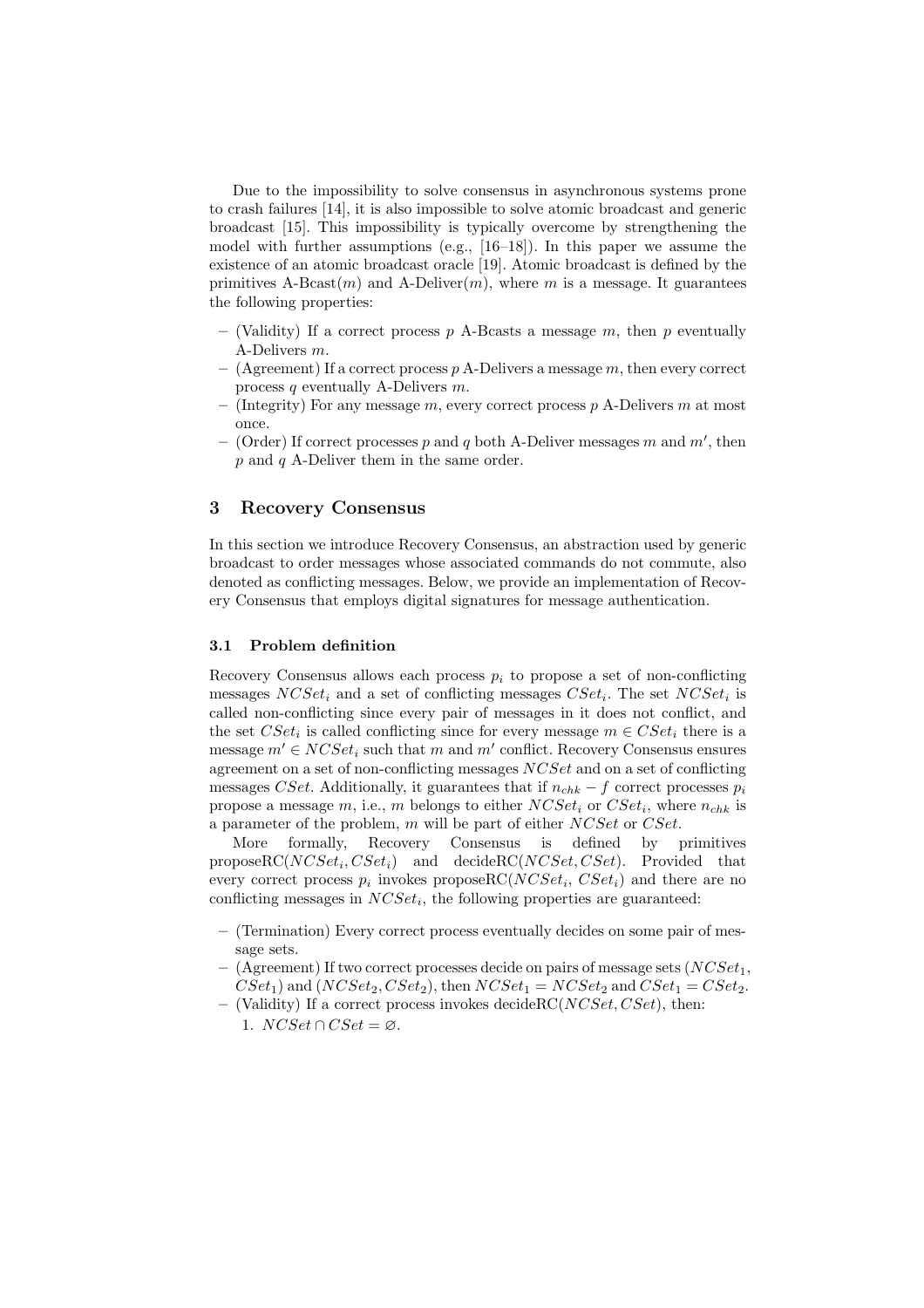Due to the impossibility to solve consensus in asynchronous systems prone to crash failures [14], it is also impossible to solve atomic broadcast and generic broadcast [15]. This impossibility is typically overcome by strengthening the model with further assumptions (e.g., [16–18]). In this paper we assume the existence of an atomic broadcast oracle [19]. Atomic broadcast is defined by the primitives A-Bcast($m$) and A-Deliver($m$), where $m$ is a message. It guarantees the following properties:

- (Validity) If a correct process $p$ A-Bcasts a message $m$, then $p$ eventually A-Delivers $m$.
- (Agreement) If a correct process $p$ A-Delivers a message $m$, then every correct process $q$ eventually A-Delivers $m$.
- (Integrity) For any message $m$, every correct process $p$ A-Delivers $m$ at most once.
- (Order) If correct processes $p$ and $q$ both A-Deliver messages $m$ and $m'$, then $p$ and $q$ A-Deliver them in the same order.

## 3 Recovery Consensus

In this section we introduce Recovery Consensus, an abstraction used by generic broadcast to order messages whose associated commands do not commute, also denoted as conflicting messages. Below, we provide an implementation of Recovery Consensus that employs digital signatures for message authentication.

### 3.1 Problem definition

Recovery Consensus allows each process $p_i$ to propose a set of non-conflicting messages $NCSet_i$ and a set of conflicting messages $CSet_i$. The set $NCSet_i$ is called non-conflicting since every pair of messages in it does not conflict, and the set $CSet_i$ is called conflicting since for every message $m \in CSet_i$ there is a message $m' \in NCSet_i$ such that $m$ and $m'$ conflict. Recovery Consensus ensures agreement on a set of non-conflicting messages $NCSet$ and on a set of conflicting messages $CSet$. Additionally, it guarantees that if $n_{chk} - f$ correct processes $p_i$ propose a message $m$, i.e., $m$ belongs to either $NCSet_i$ or $CSet_i$, where $n_{chk}$ is a parameter of the problem, $m$ will be part of either $NCSet$ or $CSet$.

More formally, Recovery Consensus is defined by primitives proposeRC($NCSet_i, CSet_i$) and decideRC($NCSet, CSet$). Provided that every correct process $p_i$ invokes proposeRC($NCSet_i$, $CSet_i$) and there are no conflicting messages in $NCSet_i$, the following properties are guaranteed:

- (Termination) Every correct process eventually decides on some pair of message sets.
- (Agreement) If two correct processes decide on pairs of message sets ($NCSet_1$, $CSet_1$) and ($NCSet_2, CSet_2$), then $NCSet_1 = NCSet_2$ and $CSet_1 = CSet_2$.
- (Validity) If a correct process invokes decideRC($NCSet, CSet$), then:
  1. $NCSet \cap CSet = \varnothing$.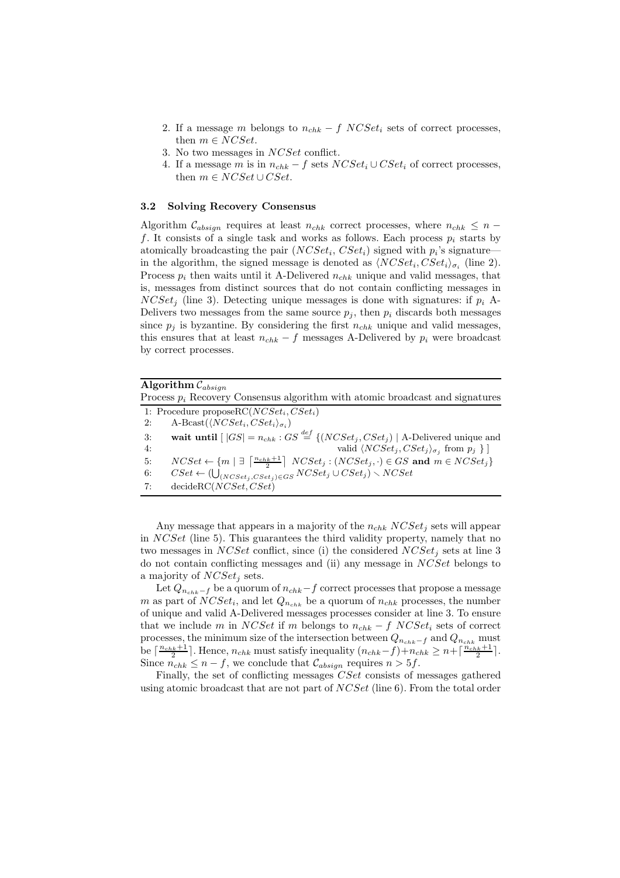2. If a message $m$ belongs to $n_{chk} - f$ $NCSet_i$ sets of correct processes, then $m \in NCSet$.
3. No two messages in $NCSet$ conflict.
4. If a message $m$ is in $n_{chk} - f$ sets $NCSet_i \cup CSet_i$ of correct processes, then $m \in NCSet \cup CSet$.

### 3.2 Solving Recovery Consensus

Algorithm $\mathcal{C}_{absign}$ requires at least $n_{chk}$ correct processes, where $n_{chk} \leq n - f$. It consists of a single task and works as follows. Each process $p_i$ starts by atomically broadcasting the pair ($NCSet_i$, $CSet_i$) signed with $p_i$'s signature—in the algorithm, the signed message is denoted as $\langle NCSet_i, CSet_i \rangle_{\sigma_i}$ (line 2). Process $p_i$ then waits until it A-Delivered $n_{chk}$ unique and valid messages, that is, messages from distinct sources that do not contain conflicting messages in $NCSet_j$ (line 3). Detecting unique messages is done with signatures: if $p_i$ A-Delivers two messages from the same source $p_j$, then $p_i$ discards both messages since $p_j$ is byzantine. By considering the first $n_{chk}$ unique and valid messages, this ensures that at least $n_{chk} - f$ messages A-Delivered by $p_i$ were broadcast by correct processes.

**Algorithm** $\mathcal{C}_{absign}$

Process $p_i$ Recovery Consensus algorithm with atomic broadcast and signatures

```
1: Procedure proposeRC(NCSet_i, CSet_i)
2:    A-Bcast(⟨NCSet_i, CSet_i⟩_σi)
3:    wait until [ |GS| = n_chk : GS =def {(NCSet_j, CSet_j) | A-Delivered unique and
4:                                  valid ⟨NCSet_j, CSet_j⟩_σj from p_j } ]
5:    NCSet ← {m | ∃ ⌈(n_chk+1)/2⌉ NCSet_j : (NCSet_j, ·) ∈ GS and m ∈ NCSet_j}
6:    CSet ← (⋃_{(NCSet_j, CSet_j) ∈ GS} NCSet_j ∪ CSet_j) ∖ NCSet
7:    decideRC(NCSet, CSet)
```

Any message that appears in a majority of the $n_{chk}$ $NCSet_j$ sets will appear in $NCSet$ (line 5). This guarantees the third validity property, namely that no two messages in $NCSet$ conflict, since (i) the considered $NCSet_j$ sets at line 3 do not contain conflicting messages and (ii) any message in $NCSet$ belongs to a majority of $NCSet_j$ sets.

Let $Q_{n_{chk}-f}$ be a quorum of $n_{chk}-f$ correct processes that propose a message $m$ as part of $NCSet_i$, and let $Q_{n_{chk}}$ be a quorum of $n_{chk}$ processes, the number of unique and valid A-Delivered messages processes consider at line 3. To ensure that we include $m$ in $NCSet$ if $m$ belongs to $n_{chk} - f$ $NCSet_i$ sets of correct processes, the minimum size of the intersection between $Q_{n_{chk}-f}$ and $Q_{n_{chk}}$ must be $\lceil \frac{n_{chk}+1}{2} \rceil$. Hence, $n_{chk}$ must satisfy inequality $(n_{chk}-f)+n_{chk} \geq n+\lceil \frac{n_{chk}+1}{2} \rceil$. Since $n_{chk} \leq n - f$, we conclude that $\mathcal{C}_{absign}$ requires $n > 5f$.

Finally, the set of conflicting messages $CSet$ consists of messages gathered using atomic broadcast that are not part of $NCSet$ (line 6). From the total order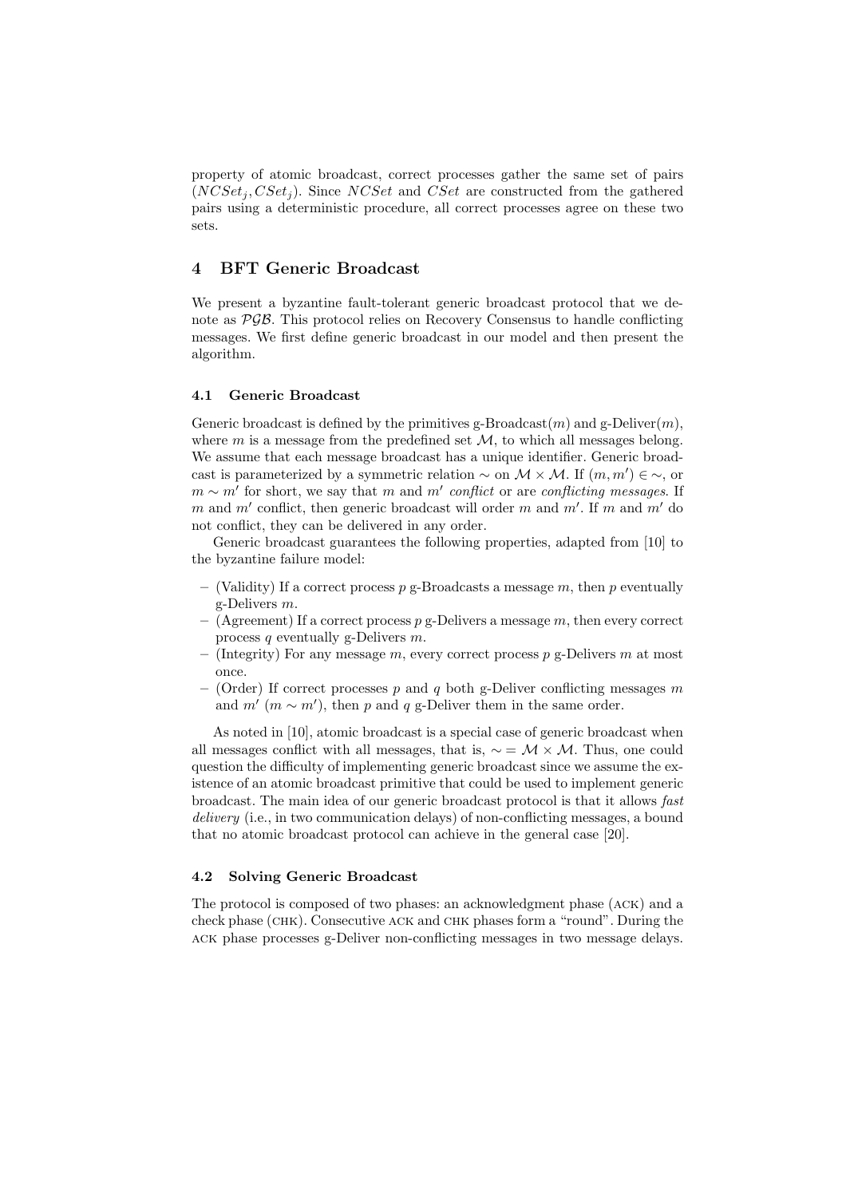property of atomic broadcast, correct processes gather the same set of pairs $(NCSet_j, CSet_j)$. Since $NCSet$ and $CSet$ are constructed from the gathered pairs using a deterministic procedure, all correct processes agree on these two sets.

## 4 BFT Generic Broadcast

We present a byzantine fault-tolerant generic broadcast protocol that we denote as $\mathcal{PGB}$. This protocol relies on Recovery Consensus to handle conflicting messages. We first define generic broadcast in our model and then present the algorithm.

### 4.1 Generic Broadcast

Generic broadcast is defined by the primitives g-Broadcast($m$) and g-Deliver($m$), where $m$ is a message from the predefined set $\mathcal{M}$, to which all messages belong. We assume that each message broadcast has a unique identifier. Generic broadcast is parameterized by a symmetric relation $\sim$ on $\mathcal{M} \times \mathcal{M}$. If $(m, m') \in \sim$, or $m \sim m'$ for short, we say that $m$ and $m'$ *conflict* or are *conflicting messages*. If $m$ and $m'$ conflict, then generic broadcast will order $m$ and $m'$. If $m$ and $m'$ do not conflict, they can be delivered in any order.

Generic broadcast guarantees the following properties, adapted from [10] to the byzantine failure model:

- (Validity) If a correct process $p$ g-Broadcasts a message $m$, then $p$ eventually g-Delivers $m$.
- (Agreement) If a correct process $p$ g-Delivers a message $m$, then every correct process $q$ eventually g-Delivers $m$.
- (Integrity) For any message $m$, every correct process $p$ g-Delivers $m$ at most once.
- (Order) If correct processes $p$ and $q$ both g-Deliver conflicting messages $m$ and $m'$ ($m \sim m'$), then $p$ and $q$ g-Deliver them in the same order.

As noted in [10], atomic broadcast is a special case of generic broadcast when all messages conflict with all messages, that is, $\sim = \mathcal{M} \times \mathcal{M}$. Thus, one could question the difficulty of implementing generic broadcast since we assume the existence of an atomic broadcast primitive that could be used to implement generic broadcast. The main idea of our generic broadcast protocol is that it allows *fast delivery* (i.e., in two communication delays) of non-conflicting messages, a bound that no atomic broadcast protocol can achieve in the general case [20].

### 4.2 Solving Generic Broadcast

The protocol is composed of two phases: an acknowledgment phase (ACK) and a check phase (CHK). Consecutive ACK and CHK phases form a "round". During the ACK phase processes g-Deliver non-conflicting messages in two message delays.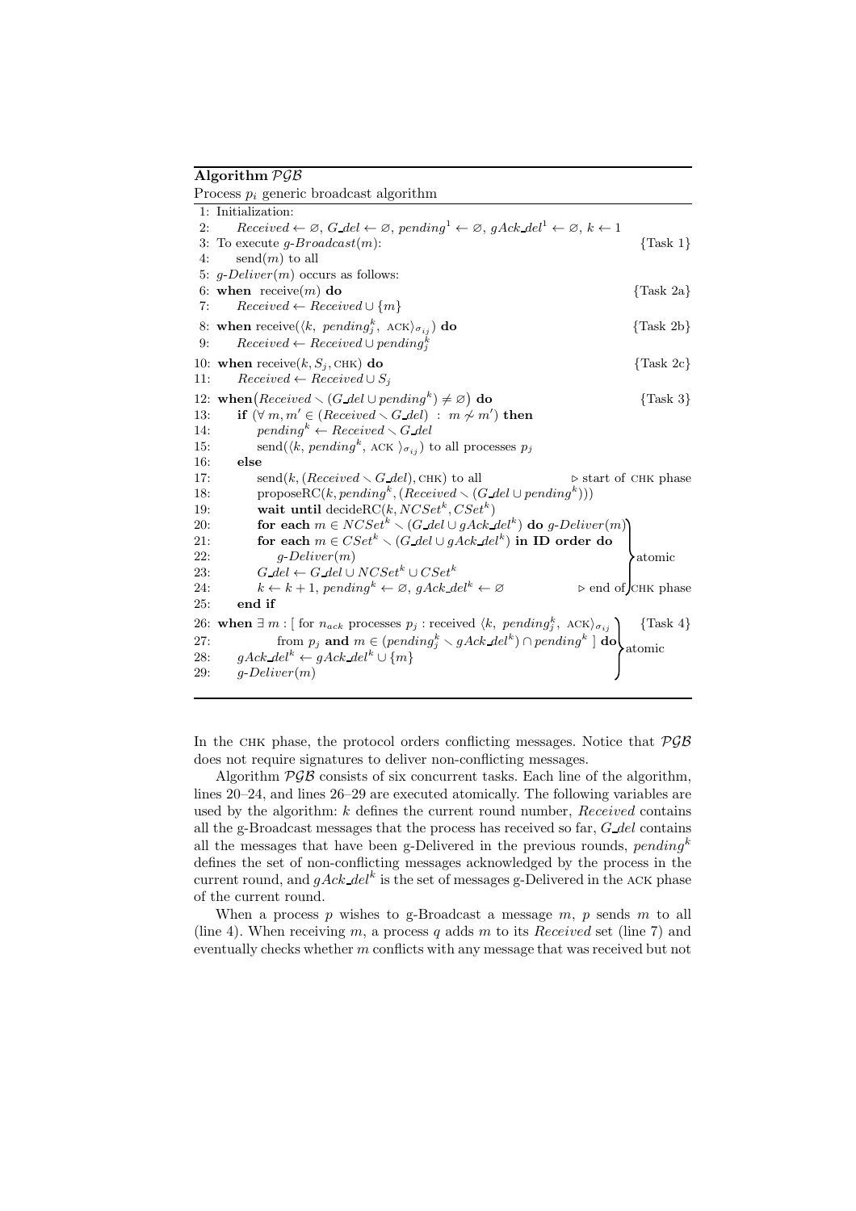**Algorithm $\mathcal{PGB}$**

Process $p_i$ generic broadcast algorithm

```
 1: Initialization:
 2:     Received ← ∅, G_del ← ∅, pending^1 ← ∅, gAck_del^1 ← ∅, k ← 1
 3: To execute g-Broadcast(m):                                              {Task 1}
 4:     send(m) to all
 5: g-Deliver(m) occurs as follows:
 6: when receive(m) do                                                      {Task 2a}
 7:     Received ← Received ∪ {m}
 8: when receive(⟨k, pending_j^k, ACK⟩_σij) do                               {Task 2b}
 9:     Received ← Received ∪ pending_j^k
10: when receive(k, S_j, CHK) do                                            {Task 2c}
11:     Received ← Received ∪ S_j
12: when(Received ∖ (G_del ∪ pending^k) ≠ ∅) do                               {Task 3}
13:     if (∀ m, m' ∈ (Received ∖ G_del) : m ≁ m') then
14:         pending^k ← Received ∖ G_del
15:         send(⟨k, pending^k, ACK⟩_σij) to all processes p_j
16:     else
17:         send(k, (Received ∖ G_del), CHK) to all         ▷ start of CHK phase
18:         proposeRC(k, pending^k, (Received ∖ (G_del ∪ pending^k)))
19:         wait until decideRC(k, NCSet^k, CSet^k)
20:         for each m ∈ NCSet^k ∖ (G_del ∪ gAck_del^k) do g-Deliver(m)  ⎫
21:         for each m ∈ CSet^k ∖ (G_del ∪ gAck_del^k) in ID order do    ⎪
22:             g-Deliver(m)                                             ⎬ atomic
23:         G_del ← G_del ∪ NCSet^k ∪ CSet^k                             ⎪
24:         k ← k + 1, pending^k ← ∅, gAck_del^k ← ∅      ▷ end of CHK phase ⎭
25:     end if
26: when ∃ m : [ for n_ack processes p_j : received ⟨k, pending_j^k, ACK⟩_σij   ⎫   {Task 4}
27:         from p_j and m ∈ (pending_j^k ∖ gAck_del^k) ∩ pending^k ] do      ⎬ atomic
28:     gAck_del^k ← gAck_del^k ∪ {m}                                         ⎪
29:     g-Deliver(m)                                                          ⎭
```

In the CHK phase, the protocol orders conflicting messages. Notice that $\mathcal{PGB}$ does not require signatures to deliver non-conflicting messages.

Algorithm $\mathcal{PGB}$ consists of six concurrent tasks. Each line of the algorithm, lines 20–24, and lines 26–29 are executed atomically. The following variables are used by the algorithm: $k$ defines the current round number, *Received* contains all the g-Broadcast messages that the process has received so far, *G_del* contains all the messages that have been g-Delivered in the previous rounds, $pending^k$ defines the set of non-conflicting messages acknowledged by the process in the current round, and $gAck\_del^k$ is the set of messages g-Delivered in the ACK phase of the current round.

When a process $p$ wishes to g-Broadcast a message $m$, $p$ sends $m$ to all (line 4). When receiving $m$, a process $q$ adds $m$ to its *Received* set (line 7) and eventually checks whether $m$ conflicts with any message that was received but not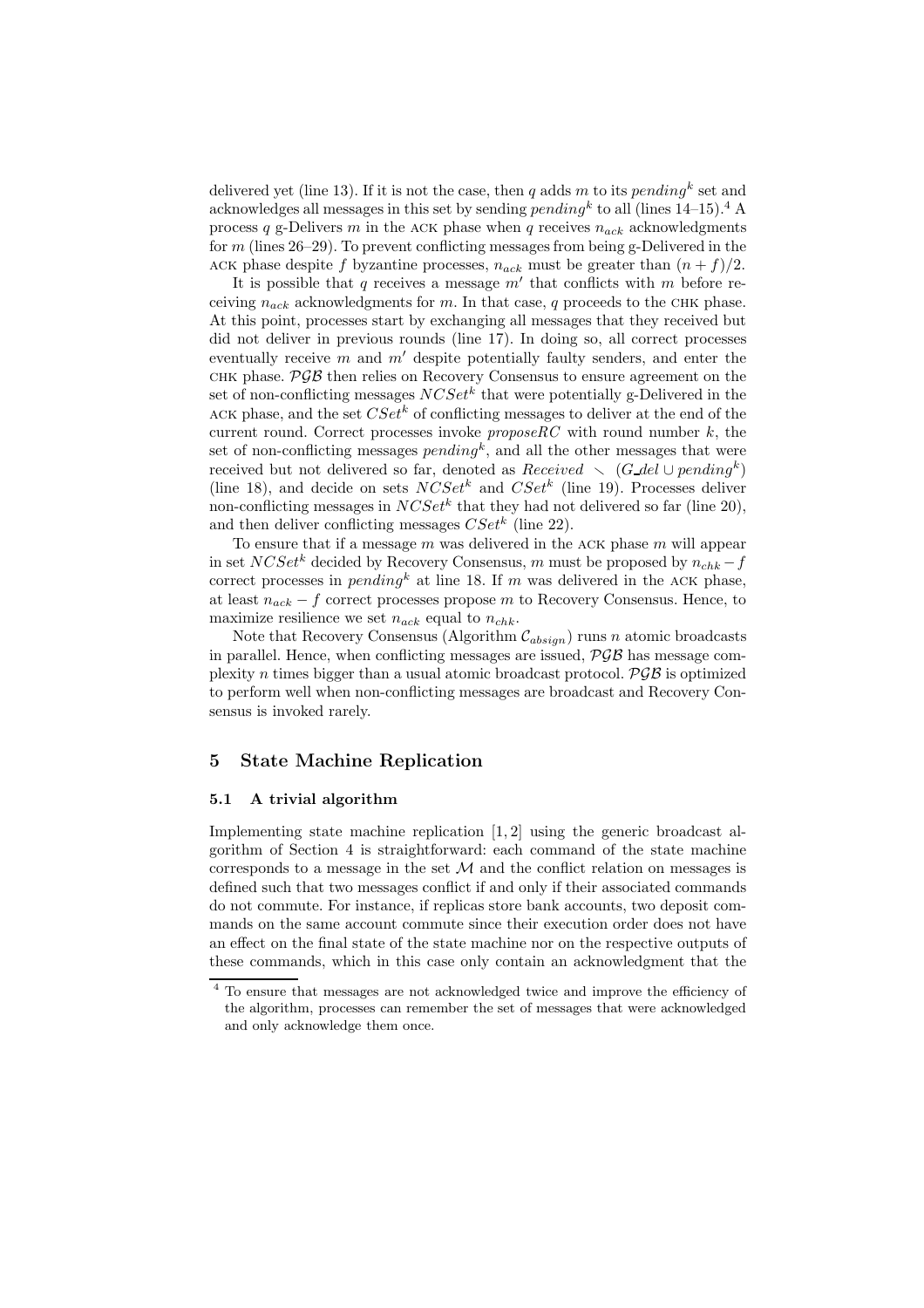delivered yet (line 13). If it is not the case, then $q$ adds $m$ to its $pending^k$ set and acknowledges all messages in this set by sending $pending^k$ to all (lines 14–15).[4] A process $q$ g-Delivers $m$ in the ACK phase when $q$ receives $n_{ack}$ acknowledgments for $m$ (lines 26–29). To prevent conflicting messages from being g-Delivered in the ACK phase despite $f$ byzantine processes, $n_{ack}$ must be greater than $(n + f)/2$.

It is possible that $q$ receives a message $m'$ that conflicts with $m$ before receiving $n_{ack}$ acknowledgments for $m$. In that case, $q$ proceeds to the CHK phase. At this point, processes start by exchanging all messages that they received but did not deliver in previous rounds (line 17). In doing so, all correct processes eventually receive $m$ and $m'$ despite potentially faulty senders, and enter the CHK phase. $\mathcal{PGB}$ then relies on Recovery Consensus to ensure agreement on the set of non-conflicting messages $NCSet^k$ that were potentially g-Delivered in the ACK phase, and the set $CSet^k$ of conflicting messages to deliver at the end of the current round. Correct processes invoke $proposeRC$ with round number $k$, the set of non-conflicting messages $pending^k$, and all the other messages that were received but not delivered so far, denoted as $Received \setminus (G\_del \cup pending^k)$ (line 18), and decide on sets $NCSet^k$ and $CSet^k$ (line 19). Processes deliver non-conflicting messages in $NCSet^k$ that they had not delivered so far (line 20), and then deliver conflicting messages $CSet^k$ (line 22).

To ensure that if a message $m$ was delivered in the ACK phase $m$ will appear in set $NCSet^k$ decided by Recovery Consensus, $m$ must be proposed by $n_{chk} - f$ correct processes in $pending^k$ at line 18. If $m$ was delivered in the ACK phase, at least $n_{ack} - f$ correct processes propose $m$ to Recovery Consensus. Hence, to maximize resilience we set $n_{ack}$ equal to $n_{chk}$.

Note that Recovery Consensus (Algorithm $\mathcal{C}_{absign}$) runs $n$ atomic broadcasts in parallel. Hence, when conflicting messages are issued, $\mathcal{PGB}$ has message complexity $n$ times bigger than a usual atomic broadcast protocol. $\mathcal{PGB}$ is optimized to perform well when non-conflicting messages are broadcast and Recovery Consensus is invoked rarely.

## 5 State Machine Replication

### 5.1 A trivial algorithm

Implementing state machine replication [1, 2] using the generic broadcast algorithm of Section 4 is straightforward: each command of the state machine corresponds to a message in the set $\mathcal{M}$ and the conflict relation on messages is defined such that two messages conflict if and only if their associated commands do not commute. For instance, if replicas store bank accounts, two deposit commands on the same account commute since their execution order does not have an effect on the final state of the state machine nor on the respective outputs of these commands, which in this case only contain an acknowledgment that the

[4] To ensure that messages are not acknowledged twice and improve the efficiency of the algorithm, processes can remember the set of messages that were acknowledged and only acknowledge them once.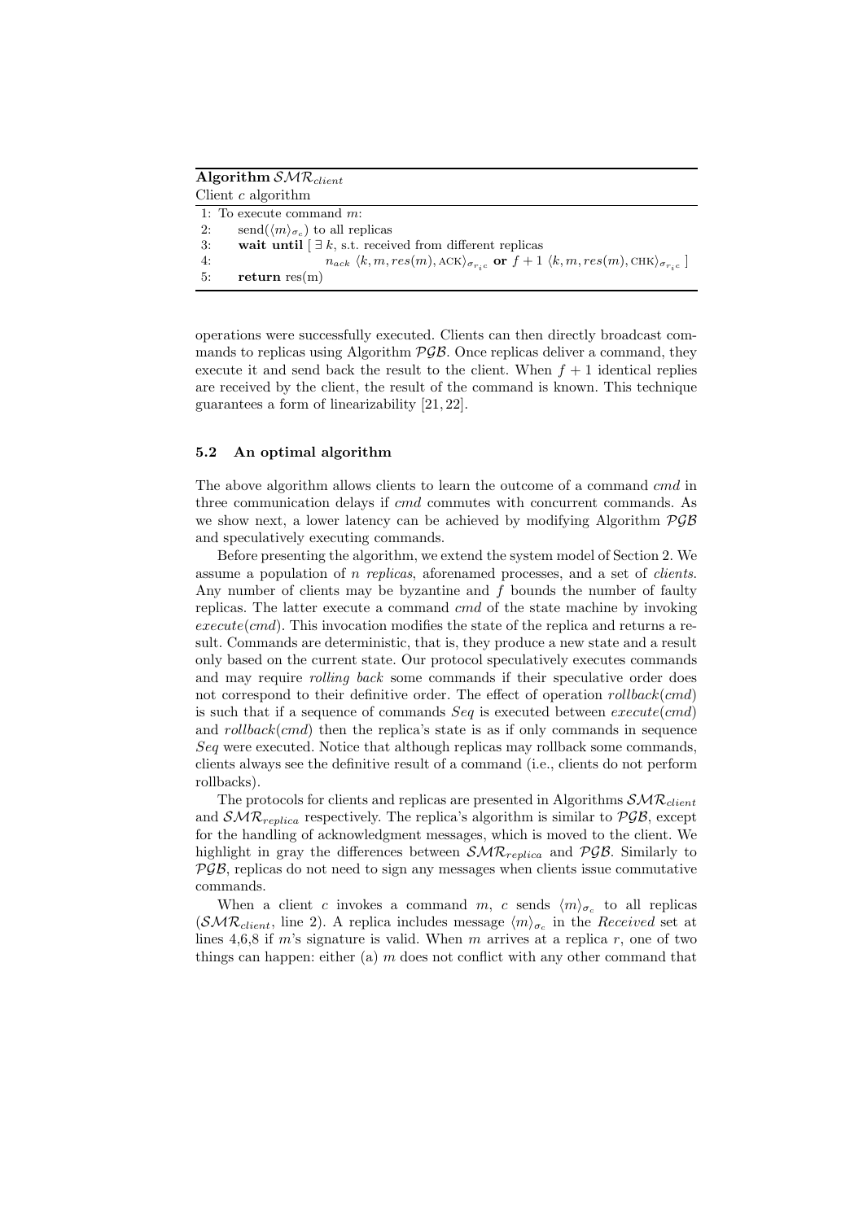**Algorithm $\mathcal{SMR}_{client}$**

Client $c$ algorithm

```
1: To execute command m:
2:     send(⟨m⟩_{σ_c}) to all replicas
3:     wait until [ ∃ k, s.t. received from different replicas
4:                 n_ack ⟨k, m, res(m), ACK⟩_{σ_{r_i c}} or f + 1 ⟨k, m, res(m), CHK⟩_{σ_{r_i c}} ]
5:     return res(m)
```

operations were successfully executed. Clients can then directly broadcast commands to replicas using Algorithm $\mathcal{PGB}$. Once replicas deliver a command, they execute it and send back the result to the client. When $f+1$ identical replies are received by the client, the result of the command is known. This technique guarantees a form of linearizability [21, 22].

### 5.2 An optimal algorithm

The above algorithm allows clients to learn the outcome of a command *cmd* in three communication delays if *cmd* commutes with concurrent commands. As we show next, a lower latency can be achieved by modifying Algorithm $\mathcal{PGB}$ and speculatively executing commands.

Before presenting the algorithm, we extend the system model of Section 2. We assume a population of $n$ *replicas*, aforenamed processes, and a set of *clients*. Any number of clients may be byzantine and $f$ bounds the number of faulty replicas. The latter execute a command *cmd* of the state machine by invoking *execute*(*cmd*). This invocation modifies the state of the replica and returns a result. Commands are deterministic, that is, they produce a new state and a result only based on the current state. Our protocol speculatively executes commands and may require *rolling back* some commands if their speculative order does not correspond to their definitive order. The effect of operation *rollback*(*cmd*) is such that if a sequence of commands *Seq* is executed between *execute*(*cmd*) and *rollback*(*cmd*) then the replica's state is as if only commands in sequence *Seq* were executed. Notice that although replicas may rollback some commands, clients always see the definitive result of a command (i.e., clients do not perform rollbacks).

The protocols for clients and replicas are presented in Algorithms $\mathcal{SMR}_{client}$ and $\mathcal{SMR}_{replica}$ respectively. The replica's algorithm is similar to $\mathcal{PGB}$, except for the handling of acknowledgment messages, which is moved to the client. We highlight in gray the differences between $\mathcal{SMR}_{replica}$ and $\mathcal{PGB}$. Similarly to $\mathcal{PGB}$, replicas do not need to sign any messages when clients issue commutative commands.

When a client $c$ invokes a command $m$, $c$ sends $\langle m \rangle_{\sigma_c}$ to all replicas ($\mathcal{SMR}_{client}$, line 2). A replica includes message $\langle m \rangle_{\sigma_c}$ in the *Received* set at lines 4,6,8 if $m$'s signature is valid. When $m$ arrives at a replica $r$, one of two things can happen: either (a) $m$ does not conflict with any other command that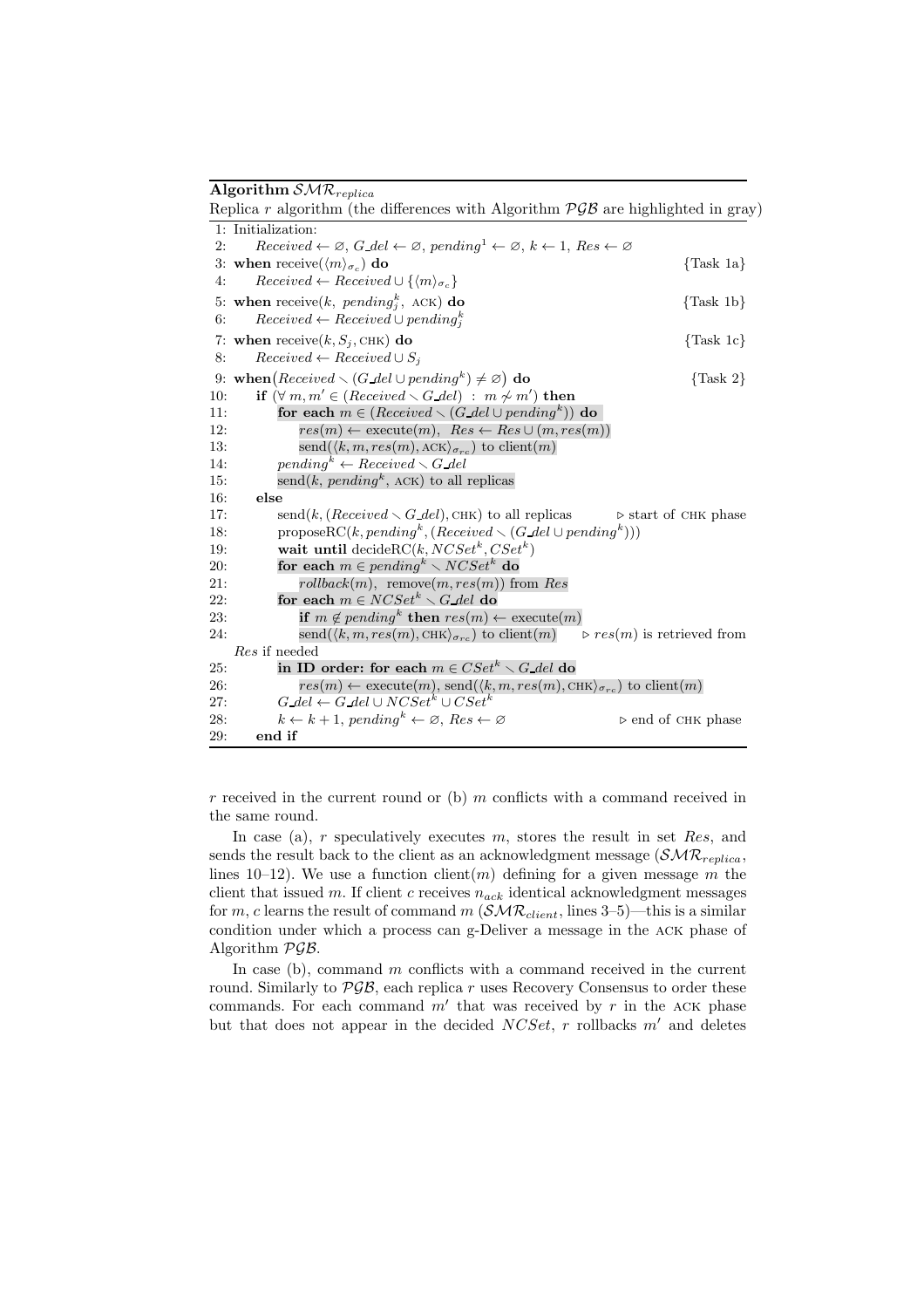**Algorithm** $\mathcal{SMR}_{replica}$

Replica $r$ algorithm (the differences with Algorithm $\mathcal{PGB}$ are highlighted in gray)

```
 1: Initialization:
 2:     Received ← ∅, G_del ← ∅, pending^1 ← ∅, k ← 1, Res ← ∅
 3: when receive(⟨m⟩_σc) do                                              {Task 1a}
 4:     Received ← Received ∪ {⟨m⟩_σc}
 5: when receive(k, pending_j^k, ACK) do                                 {Task 1b}
 6:     Received ← Received ∪ pending_j^k
 7: when receive(k, S_j, CHK) do                                          {Task 1c}
 8:     Received ← Received ∪ S_j
 9: when(Received ∖ (G_del ∪ pending^k) ≠ ∅) do                          {Task 2}
10:     if (∀ m, m' ∈ (Received ∖ G_del) : m ≁ m') then
11:         for each m ∈ (Received ∖ (G_del ∪ pending^k)) do
12:             res(m) ← execute(m),  Res ← Res ∪ (m, res(m))
13:             send(⟨k, m, res(m), ACK⟩_σrc) to client(m)
14:         pending^k ← Received ∖ G_del
15:         send(k, pending^k, ACK) to all replicas
16:     else
17:         send(k, (Received ∖ G_del), CHK) to all replicas        ▷ start of CHK phase
18:         proposeRC(k, pending^k, (Received ∖ (G_del ∪ pending^k)))
19:         wait until decideRC(k, NCSet^k, CSet^k)
20:         for each m ∈ pending^k ∖ NCSet^k do
21:             rollback(m),  remove(m, res(m)) from Res
22:         for each m ∈ NCSet^k ∖ G_del do
23:             if m ∉ pending^k then res(m) ← execute(m)
24:             send(⟨k, m, res(m), CHK⟩_σrc) to client(m)      ▷ res(m) is retrieved from
    Res if needed
25:         in ID order: for each m ∈ CSet^k ∖ G_del do
26:             res(m) ← execute(m), send(⟨k, m, res(m), CHK⟩_σrc) to client(m)
27:         G_del ← G_del ∪ NCSet^k ∪ CSet^k
28:         k ← k + 1, pending^k ← ∅, Res ← ∅                   ▷ end of CHK phase
29:     end if
```

$r$ received in the current round or (b) $m$ conflicts with a command received in the same round.

In case (a), $r$ speculatively executes $m$, stores the result in set $Res$, and sends the result back to the client as an acknowledgment message ($\mathcal{SMR}_{replica}$, lines 10–12). We use a function client($m$) defining for a given message $m$ the client that issued $m$. If client $c$ receives $n_{ack}$ identical acknowledgment messages for $m$, $c$ learns the result of command $m$ ($\mathcal{SMR}_{client}$, lines 3–5)—this is a similar condition under which a process can g-Deliver a message in the ACK phase of Algorithm $\mathcal{PGB}$.

In case (b), command $m$ conflicts with a command received in the current round. Similarly to $\mathcal{PGB}$, each replica $r$ uses Recovery Consensus to order these commands. For each command $m'$ that was received by $r$ in the ACK phase but that does not appear in the decided $NCSet$, $r$ rollbacks $m'$ and deletes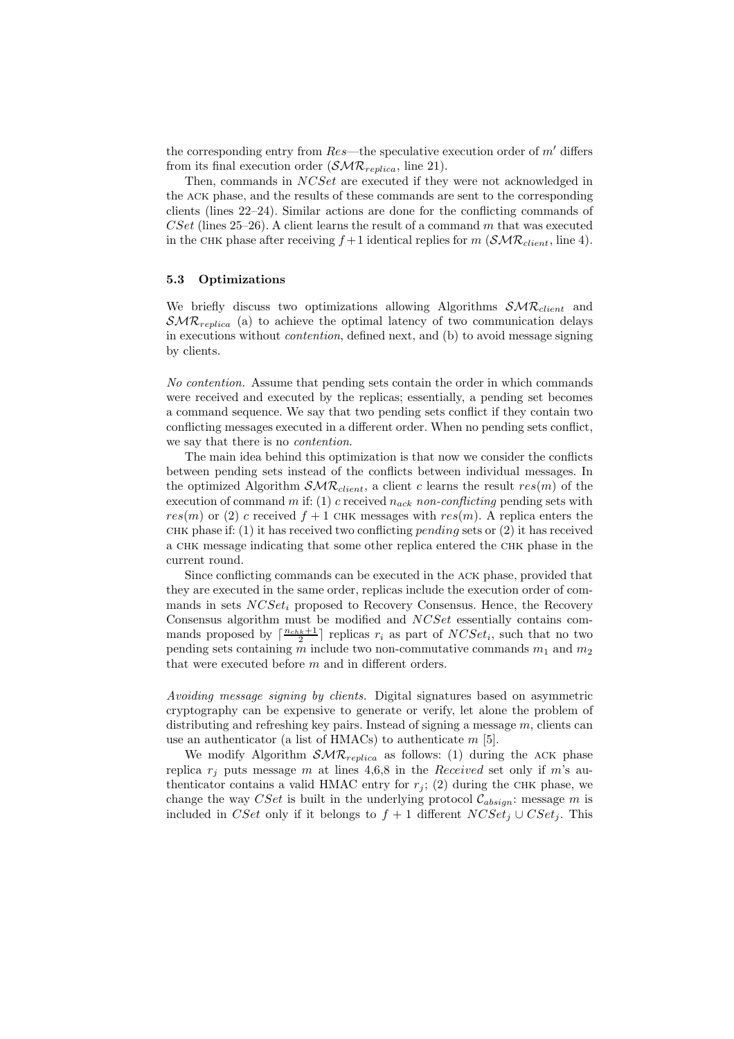the corresponding entry from $Res$—the speculative execution order of $m'$ differs from its final execution order ($\mathcal{SMR}_{replica}$, line 21).

Then, commands in $NCSet$ are executed if they were not acknowledged in the ACK phase, and the results of these commands are sent to the corresponding clients (lines 22–24). Similar actions are done for the conflicting commands of $CSet$ (lines 25–26). A client learns the result of a command $m$ that was executed in the CHK phase after receiving $f+1$ identical replies for $m$ ($\mathcal{SMR}_{client}$, line 4).

### 5.3 Optimizations

We briefly discuss two optimizations allowing Algorithms $\mathcal{SMR}_{client}$ and $\mathcal{SMR}_{replica}$ (a) to achieve the optimal latency of two communication delays in executions without *contention*, defined next, and (b) to avoid message signing by clients.

*No contention.* Assume that pending sets contain the order in which commands were received and executed by the replicas; essentially, a pending set becomes a command sequence. We say that two pending sets conflict if they contain two conflicting messages executed in a different order. When no pending sets conflict, we say that there is no *contention*.

The main idea behind this optimization is that now we consider the conflicts between pending sets instead of the conflicts between individual messages. In the optimized Algorithm $\mathcal{SMR}_{client}$, a client $c$ learns the result $res(m)$ of the execution of command $m$ if: (1) $c$ received $n_{ack}$ *non-conflicting* pending sets with $res(m)$ or (2) $c$ received $f+1$ CHK messages with $res(m)$. A replica enters the CHK phase if: (1) it has received two conflicting *pending* sets or (2) it has received a CHK message indicating that some other replica entered the CHK phase in the current round.

Since conflicting commands can be executed in the ACK phase, provided that they are executed in the same order, replicas include the execution order of commands in sets $NCSet_i$ proposed to Recovery Consensus. Hence, the Recovery Consensus algorithm must be modified and $NCSet$ essentially contains commands proposed by $\lceil \frac{n_{chk}+1}{2} \rceil$ replicas $r_i$ as part of $NCSet_i$, such that no two pending sets containing $m$ include two non-commutative commands $m_1$ and $m_2$ that were executed before $m$ and in different orders.

*Avoiding message signing by clients.* Digital signatures based on asymmetric cryptography can be expensive to generate or verify, let alone the problem of distributing and refreshing key pairs. Instead of signing a message $m$, clients can use an authenticator (a list of HMACs) to authenticate $m$ [5].

We modify Algorithm $\mathcal{SMR}_{replica}$ as follows: (1) during the ACK phase replica $r_j$ puts message $m$ at lines 4,6,8 in the *Received* set only if $m$'s authenticator contains a valid HMAC entry for $r_j$; (2) during the CHK phase, we change the way $CSet$ is built in the underlying protocol $\mathcal{C}_{absign}$: message $m$ is included in $CSet$ only if it belongs to $f+1$ different $NCSet_j \cup CSet_j$. This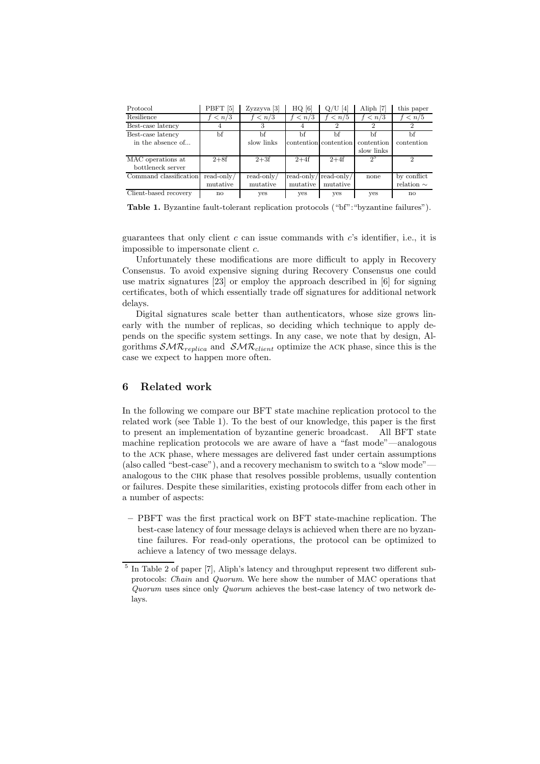| Protocol | PBFT [5] | Zyzzyva [3] | HQ [6] | Q/U [4] | Aliph [7] | this paper |
|---|---|---|---|---|---|---|
| Resilience | $f < n/3$ | $f < n/3$ | $f < n/3$ | $f < n/5$ | $f < n/3$ | $f < n/5$ |
| Best-case latency | 4 | 3 | 4 | 2 | 2 | 2 |
| Best-case latency in the absence of... | bf | bf slow links | bf contention | bf contention | bf contention slow links | bf contention |
| MAC operations at bottleneck server | 2+8f | 2+3f | 2+4f | 2+4f | 2[5] | 2 |
| Command classification | read-only/ mutative | read-only/ mutative | read-only/ mutative | read-only/ mutative | none | by conflict relation $\sim$ |
| Client-based recovery | no | yes | yes | yes | yes | no |

**Table 1.** Byzantine fault-tolerant replication protocols ("bf":"byzantine failures").

guarantees that only client $c$ can issue commands with $c$'s identifier, i.e., it is impossible to impersonate client $c$.

Unfortunately these modifications are more difficult to apply in Recovery Consensus. To avoid expensive signing during Recovery Consensus one could use matrix signatures [23] or employ the approach described in [6] for signing certificates, both of which essentially trade off signatures for additional network delays.

Digital signatures scale better than authenticators, whose size grows linearly with the number of replicas, so deciding which technique to apply depends on the specific system settings. In any case, we note that by design, Algorithms $\mathcal{SMR}_{replica}$ and $\mathcal{SMR}_{client}$ optimize the ACK phase, since this is the case we expect to happen more often.

## 6 Related work

In the following we compare our BFT state machine replication protocol to the related work (see Table 1). To the best of our knowledge, this paper is the first to present an implementation of byzantine generic broadcast. All BFT state machine replication protocols we are aware of have a "fast mode"—analogous to the ACK phase, where messages are delivered fast under certain assumptions (also called "best-case"), and a recovery mechanism to switch to a "slow mode"—analogous to the CHK phase that resolves possible problems, usually contention or failures. Despite these similarities, existing protocols differ from each other in a number of aspects:

– PBFT was the first practical work on BFT state-machine replication. The best-case latency of four message delays is achieved when there are no byzantine failures. For read-only operations, the protocol can be optimized to achieve a latency of two message delays.

[5] In Table 2 of paper [7], Aliph's latency and throughput represent two different subprotocols: *Chain* and *Quorum*. We here show the number of MAC operations that *Quorum* uses since only *Quorum* achieves the best-case latency of two network delays.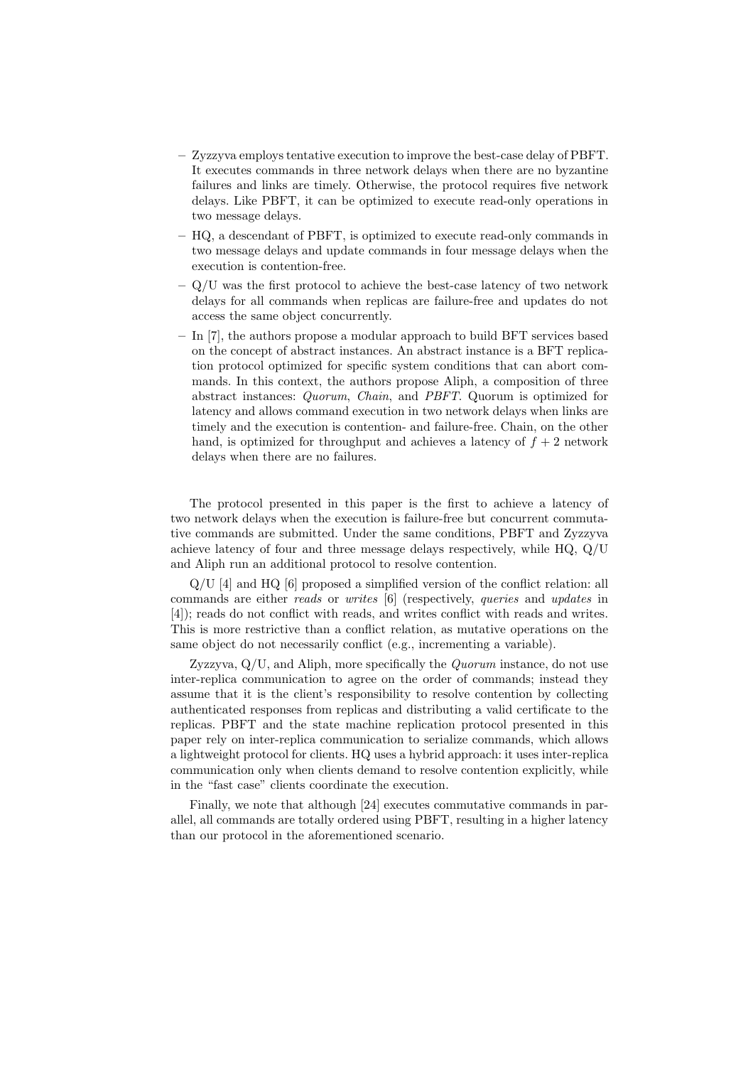- Zyzzyva employs tentative execution to improve the best-case delay of PBFT. It executes commands in three network delays when there are no byzantine failures and links are timely. Otherwise, the protocol requires five network delays. Like PBFT, it can be optimized to execute read-only operations in two message delays.
- HQ, a descendant of PBFT, is optimized to execute read-only commands in two message delays and update commands in four message delays when the execution is contention-free.
- Q/U was the first protocol to achieve the best-case latency of two network delays for all commands when replicas are failure-free and updates do not access the same object concurrently.
- In [7], the authors propose a modular approach to build BFT services based on the concept of abstract instances. An abstract instance is a BFT replication protocol optimized for specific system conditions that can abort commands. In this context, the authors propose Aliph, a composition of three abstract instances: *Quorum*, *Chain*, and *PBFT*. Quorum is optimized for latency and allows command execution in two network delays when links are timely and the execution is contention- and failure-free. Chain, on the other hand, is optimized for throughput and achieves a latency of $f + 2$ network delays when there are no failures.

The protocol presented in this paper is the first to achieve a latency of two network delays when the execution is failure-free but concurrent commutative commands are submitted. Under the same conditions, PBFT and Zyzzyva achieve latency of four and three message delays respectively, while HQ, Q/U and Aliph run an additional protocol to resolve contention.

Q/U [4] and HQ [6] proposed a simplified version of the conflict relation: all commands are either *reads* or *writes* [6] (respectively, *queries* and *updates* in [4]); reads do not conflict with reads, and writes conflict with reads and writes. This is more restrictive than a conflict relation, as mutative operations on the same object do not necessarily conflict (e.g., incrementing a variable).

Zyzzyva, Q/U, and Aliph, more specifically the *Quorum* instance, do not use inter-replica communication to agree on the order of commands; instead they assume that it is the client's responsibility to resolve contention by collecting authenticated responses from replicas and distributing a valid certificate to the replicas. PBFT and the state machine replication protocol presented in this paper rely on inter-replica communication to serialize commands, which allows a lightweight protocol for clients. HQ uses a hybrid approach: it uses inter-replica communication only when clients demand to resolve contention explicitly, while in the "fast case" clients coordinate the execution.

Finally, we note that although [24] executes commutative commands in parallel, all commands are totally ordered using PBFT, resulting in a higher latency than our protocol in the aforementioned scenario.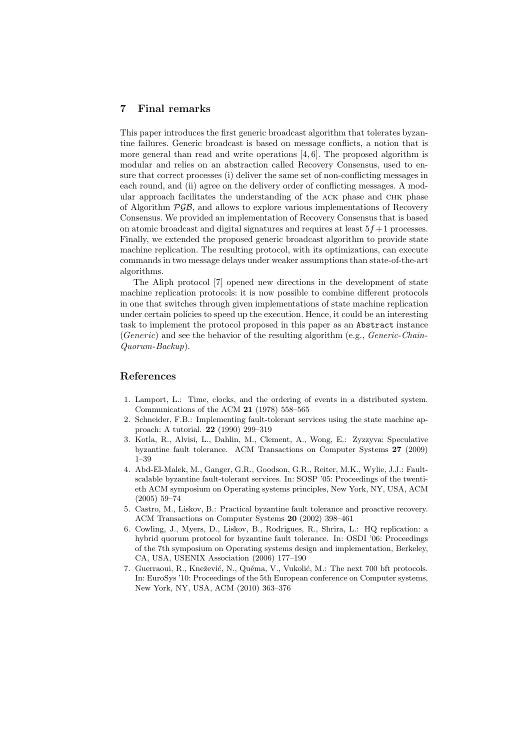## 7 Final remarks

This paper introduces the first generic broadcast algorithm that tolerates byzantine failures. Generic broadcast is based on message conflicts, a notion that is more general than read and write operations [4, 6]. The proposed algorithm is modular and relies on an abstraction called Recovery Consensus, used to ensure that correct processes (i) deliver the same set of non-conflicting messages in each round, and (ii) agree on the delivery order of conflicting messages. A modular approach facilitates the understanding of the ACK phase and CHK phase of Algorithm $\mathcal{PGB}$, and allows to explore various implementations of Recovery Consensus. We provided an implementation of Recovery Consensus that is based on atomic broadcast and digital signatures and requires at least $5f+1$ processes. Finally, we extended the proposed generic broadcast algorithm to provide state machine replication. The resulting protocol, with its optimizations, can execute commands in two message delays under weaker assumptions than state-of-the-art algorithms.

The Aliph protocol [7] opened new directions in the development of state machine replication protocols: it is now possible to combine different protocols in one that switches through given implementations of state machine replication under certain policies to speed up the execution. Hence, it could be an interesting task to implement the protocol proposed in this paper as an `Abstract` instance (*Generic*) and see the behavior of the resulting algorithm (e.g., *Generic-Chain-Quorum-Backup*).

## References

1. Lamport, L.: Time, clocks, and the ordering of events in a distributed system. Communications of the ACM **21** (1978) 558–565
2. Schneider, F.B.: Implementing fault-tolerant services using the state machine approach: A tutorial. **22** (1990) 299–319
3. Kotla, R., Alvisi, L., Dahlin, M., Clement, A., Wong, E.: Zyzzyva: Speculative byzantine fault tolerance. ACM Transactions on Computer Systems **27** (2009) 1–39
4. Abd-El-Malek, M., Ganger, G.R., Goodson, G.R., Reiter, M.K., Wylie, J.J.: Fault-scalable byzantine fault-tolerant services. In: SOSP '05: Proceedings of the twentieth ACM symposium on Operating systems principles, New York, NY, USA, ACM (2005) 59–74
5. Castro, M., Liskov, B.: Practical byzantine fault tolerance and proactive recovery. ACM Transactions on Computer Systems **20** (2002) 398–461
6. Cowling, J., Myers, D., Liskov, B., Rodrigues, R., Shrira, L.: HQ replication: a hybrid quorum protocol for byzantine fault tolerance. In: OSDI '06: Proceedings of the 7th symposium on Operating systems design and implementation, Berkeley, CA, USA, USENIX Association (2006) 177–190
7. Guerraoui, R., Knežević, N., Quéma, V., Vukolić, M.: The next 700 bft protocols. In: EuroSys '10: Proceedings of the 5th European conference on Computer systems, New York, NY, USA, ACM (2010) 363–376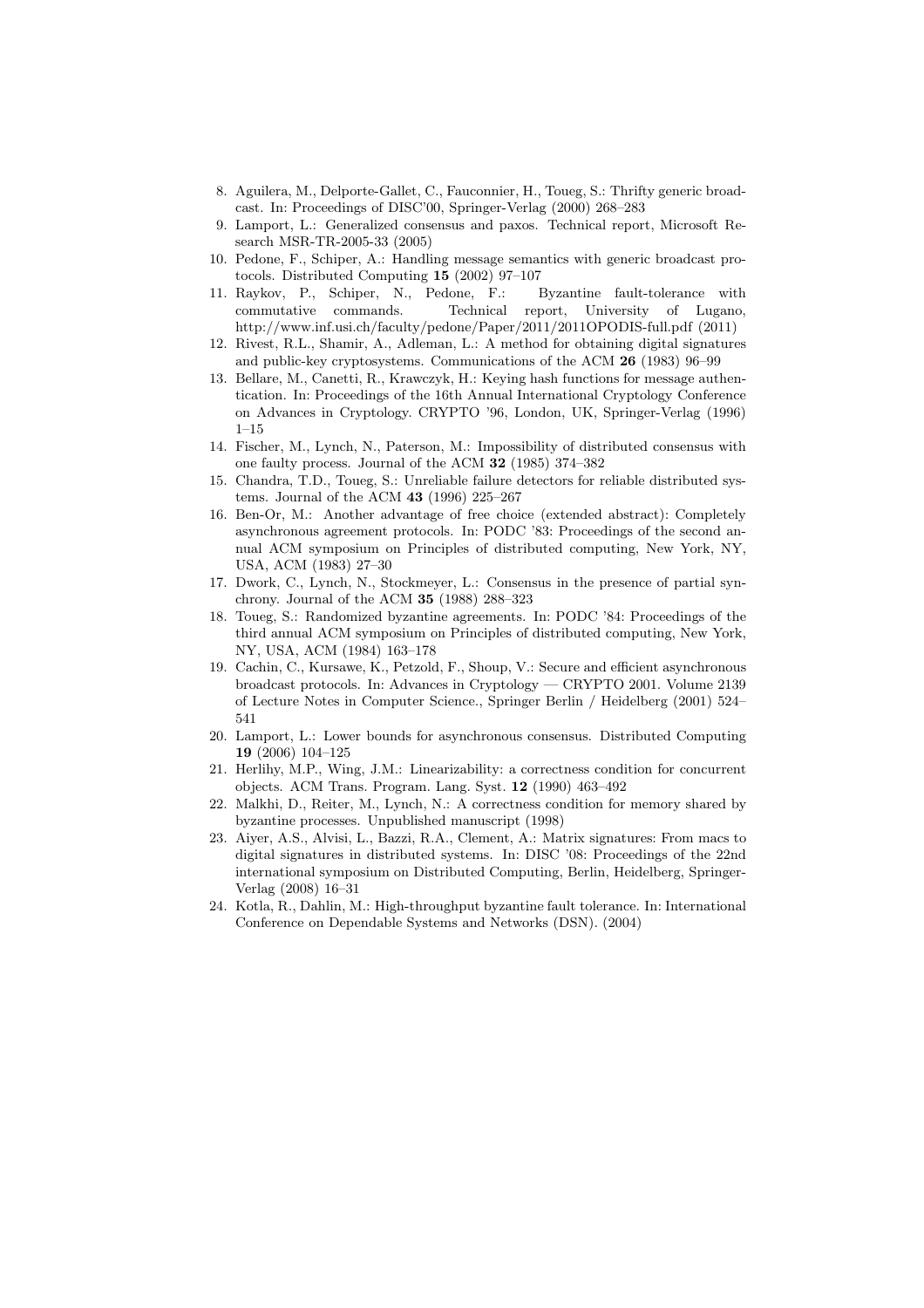8. Aguilera, M., Delporte-Gallet, C., Fauconnier, H., Toueg, S.: Thrifty generic broadcast. In: Proceedings of DISC'00, Springer-Verlag (2000) 268–283
9. Lamport, L.: Generalized consensus and paxos. Technical report, Microsoft Research MSR-TR-2005-33 (2005)
10. Pedone, F., Schiper, A.: Handling message semantics with generic broadcast protocols. Distributed Computing **15** (2002) 97–107
11. Raykov, P., Schiper, N., Pedone, F.: Byzantine fault-tolerance with commutative commands. Technical report, University of Lugano, http://www.inf.usi.ch/faculty/pedone/Paper/2011/2011OPODIS-full.pdf (2011)
12. Rivest, R.L., Shamir, A., Adleman, L.: A method for obtaining digital signatures and public-key cryptosystems. Communications of the ACM **26** (1983) 96–99
13. Bellare, M., Canetti, R., Krawczyk, H.: Keying hash functions for message authentication. In: Proceedings of the 16th Annual International Cryptology Conference on Advances in Cryptology. CRYPTO '96, London, UK, Springer-Verlag (1996) 1–15
14. Fischer, M., Lynch, N., Paterson, M.: Impossibility of distributed consensus with one faulty process. Journal of the ACM **32** (1985) 374–382
15. Chandra, T.D., Toueg, S.: Unreliable failure detectors for reliable distributed systems. Journal of the ACM **43** (1996) 225–267
16. Ben-Or, M.: Another advantage of free choice (extended abstract): Completely asynchronous agreement protocols. In: PODC '83: Proceedings of the second annual ACM symposium on Principles of distributed computing, New York, NY, USA, ACM (1983) 27–30
17. Dwork, C., Lynch, N., Stockmeyer, L.: Consensus in the presence of partial synchrony. Journal of the ACM **35** (1988) 288–323
18. Toueg, S.: Randomized byzantine agreements. In: PODC '84: Proceedings of the third annual ACM symposium on Principles of distributed computing, New York, NY, USA, ACM (1984) 163–178
19. Cachin, C., Kursawe, K., Petzold, F., Shoup, V.: Secure and efficient asynchronous broadcast protocols. In: Advances in Cryptology — CRYPTO 2001. Volume 2139 of Lecture Notes in Computer Science., Springer Berlin / Heidelberg (2001) 524–541
20. Lamport, L.: Lower bounds for asynchronous consensus. Distributed Computing **19** (2006) 104–125
21. Herlihy, M.P., Wing, J.M.: Linearizability: a correctness condition for concurrent objects. ACM Trans. Program. Lang. Syst. **12** (1990) 463–492
22. Malkhi, D., Reiter, M., Lynch, N.: A correctness condition for memory shared by byzantine processes. Unpublished manuscript (1998)
23. Aiyer, A.S., Alvisi, L., Bazzi, R.A., Clement, A.: Matrix signatures: From macs to digital signatures in distributed systems. In: DISC '08: Proceedings of the 22nd international symposium on Distributed Computing, Berlin, Heidelberg, Springer-Verlag (2008) 16–31
24. Kotla, R., Dahlin, M.: High-throughput byzantine fault tolerance. In: International Conference on Dependable Systems and Networks (DSN). (2004)